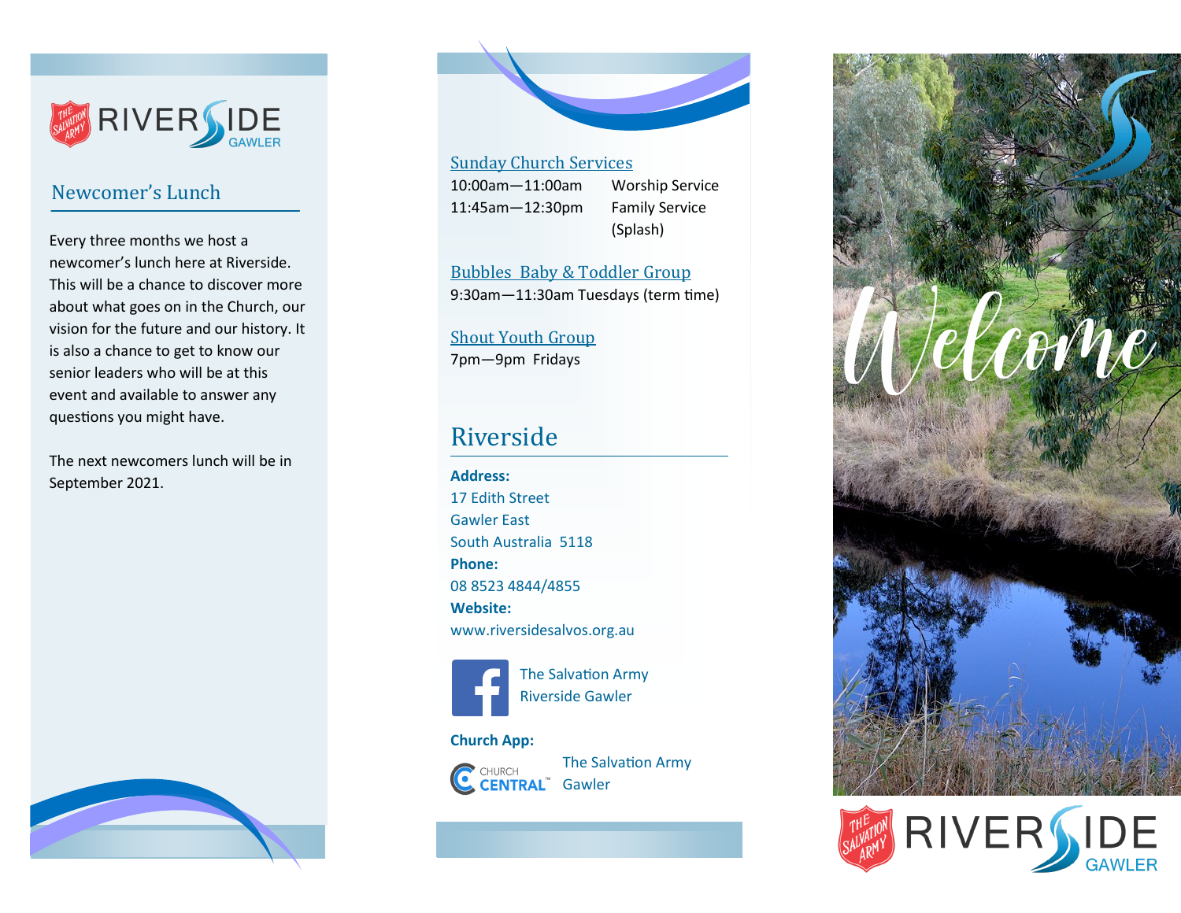RIVERSIDE GAWLER

## Newcomer's Lunch

Every three months we host a newcomer's lunch here at Riverside. This will be a chance to discover more about what goes on in the Church, our vision for the future and our history. It is also a chance to get to know our senior leaders who will be at this event and available to answer any questions you might have.

The next newcomers lunch will be in September 2021.

### Sunday Church Services

10:00am—11:00am Worship Service
11:45am—12:30pm Family Service (Splash)

### Bubbles Baby & Toddler Group

9:30am—11:30am Tuesdays (term time)

### Shout Youth Group

7pm—9pm Fridays

## Riverside

**Address:**
17 Edith Street
Gawler East
South Australia 5118

**Phone:**
08 8523 4844/4855

**Website:**
www.riversidesalvos.org.au

The Salvation Army Riverside Gawler

**Church App:**

CHURCH CENTRAL™ The Salvation Army Gawler

# Welcome

RIVERSIDE GAWLER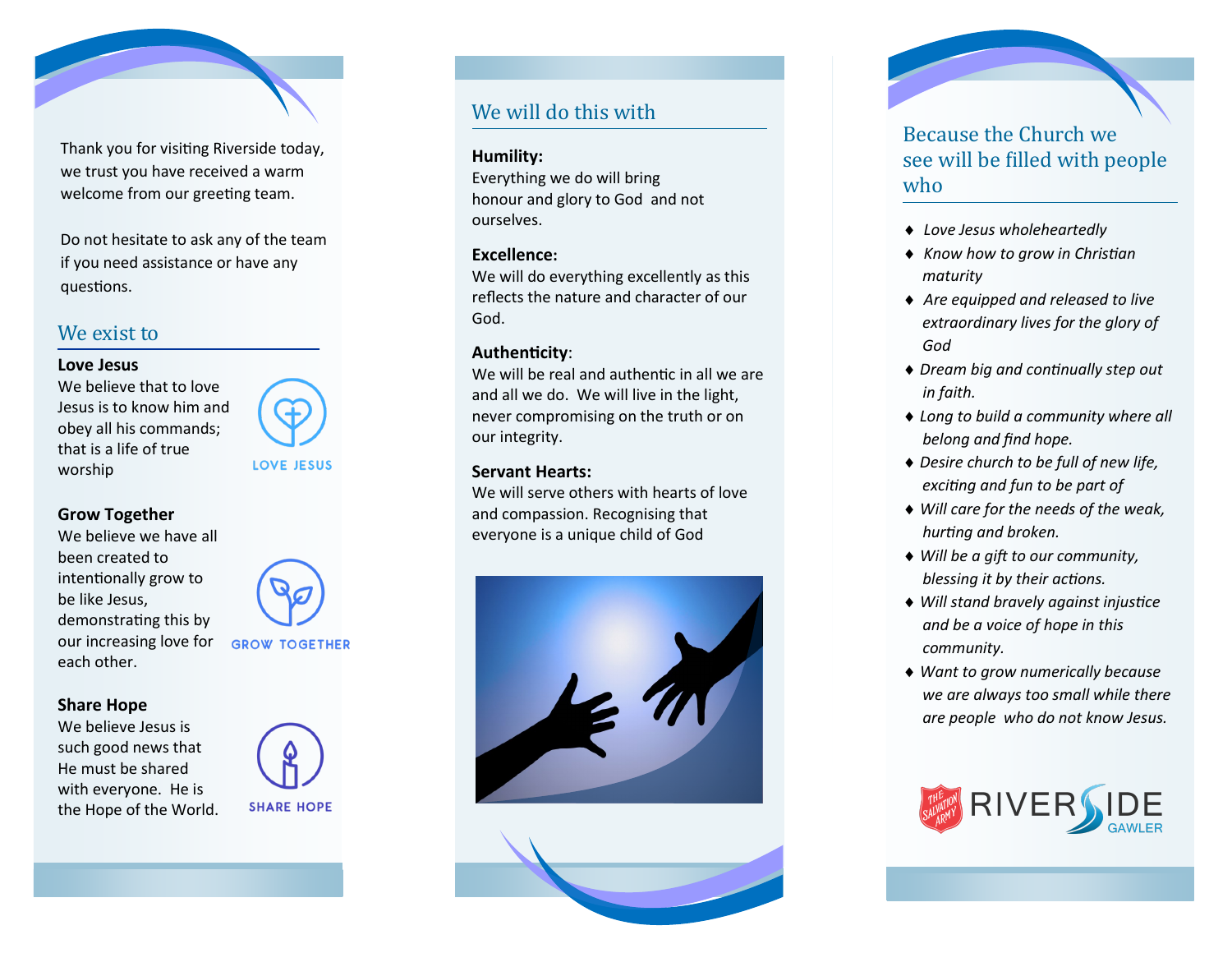Thank you for visiting Riverside today, we trust you have received a warm welcome from our greeting team.

Do not hesitate to ask any of the team if you need assistance or have any questions.

## We exist to

**Love Jesus**
We believe that to love Jesus is to know him and obey all his commands; that is a life of true worship

LOVE JESUS

**Grow Together**
We believe we have all been created to intentionally grow to be like Jesus, demonstrating this by our increasing love for each other.

GROW TOGETHER

**Share Hope**
We believe Jesus is such good news that He must be shared with everyone. He is the Hope of the World.

SHARE HOPE

## We will do this with

**Humility:**
Everything we do will bring honour and glory to God and not ourselves.

**Excellence:**
We will do everything excellently as this reflects the nature and character of our God.

**Authenticity**:
We will be real and authentic in all we are and all we do. We will live in the light, never compromising on the truth or on our integrity.

**Servant Hearts:**
We will serve others with hearts of love and compassion. Recognising that everyone is a unique child of God

## Because the Church we see will be filled with people who

- *Love Jesus wholeheartedly*
- *Know how to grow in Christian maturity*
- *Are equipped and released to live extraordinary lives for the glory of God*
- *Dream big and continually step out in faith.*
- *Long to build a community where all belong and find hope.*
- *Desire church to be full of new life, exciting and fun to be part of*
- *Will care for the needs of the weak, hurting and broken.*
- *Will be a gift to our community, blessing it by their actions.*
- *Will stand bravely against injustice and be a voice of hope in this community.*
- *Want to grow numerically because we are always too small while there are people who do not know Jesus.*

THE SALVATION ARMY RIVERSIDE GAWLER